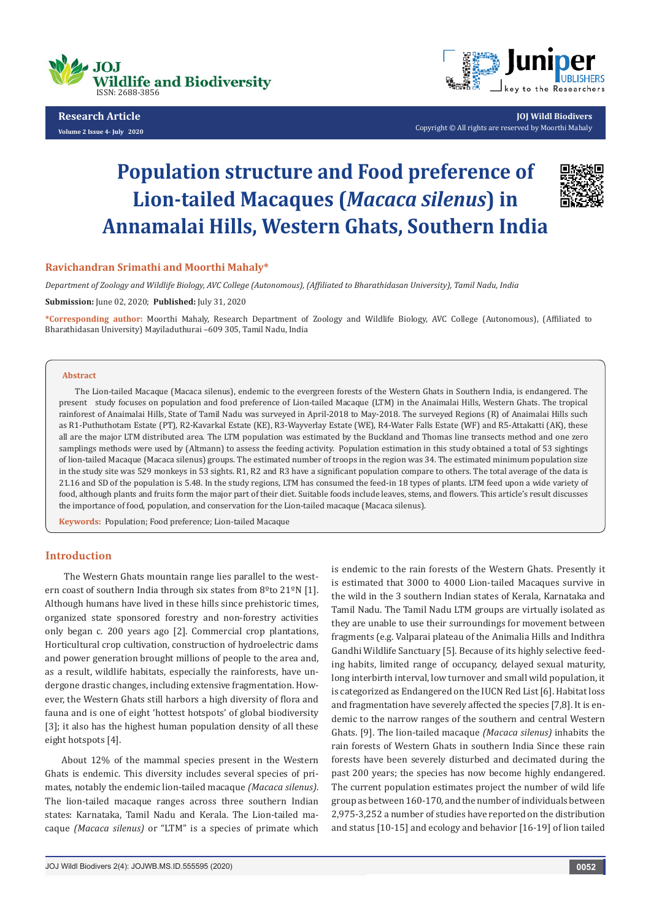# Population structure and Food preference of Lion-tailed Macaques (*Macaca silenus*) in Annamalai Hills, Western Ghats, Southern India

**Ravichandran Srimathi and Moorthi Mahaly***

*Department of Zoology and Wildlife Biology, AVC College (Autonomous), (Affiliated to Bharathidasan University), Tamil Nadu, India*

**Submission:** June 02, 2020; **Published:** July 31, 2020

**\*Corresponding author:** Moorthi Mahaly, Research Department of Zoology and Wildlife Biology, AVC College (Autonomous), (Affiliated to Bharathidasan University) Mayiladuthurai –609 305, Tamil Nadu, India

## Abstract

The Lion-tailed Macaque (Macaca silenus), endemic to the evergreen forests of the Western Ghats in Southern India, is endangered. The present study focuses on population and food preference of Lion-tailed Macaque (LTM) in the Anaimalai Hills, Western Ghats. The tropical rainforest of Anaimalai Hills, State of Tamil Nadu was surveyed in April-2018 to May-2018. The surveyed Regions (R) of Anaimalai Hills such as R1-Puthuthotam Estate (PT), R2-Kavarkal Estate (KE), R3-Wayverlay Estate (WE), R4-Water Falls Estate (WF) and R5-Attakatti (AK), these all are the major LTM distributed area. The LTM population was estimated by the Buckland and Thomas line transects method and one zero samplings methods were used by (Altmann) to assess the feeding activity. Population estimation in this study obtained a total of 53 sightings of lion-tailed Macaque (Macaca silenus) groups. The estimated number of troops in the region was 34. The estimated minimum population size in the study site was 529 monkeys in 53 sights. R1, R2 and R3 have a significant population compare to others. The total average of the data is 21.16 and SD of the population is 5.48. In the study regions, LTM has consumed the feed-in 18 types of plants. LTM feed upon a wide variety of food, although plants and fruits form the major part of their diet. Suitable foods include leaves, stems, and flowers. This article's result discusses the importance of food, population, and conservation for the Lion-tailed macaque (Macaca silenus).

**Keywords:** Population; Food preference; Lion-tailed Macaque

## Introduction

The Western Ghats mountain range lies parallel to the western coast of southern India through six states from 8ºto 21ºN [1]. Although humans have lived in these hills since prehistoric times, organized state sponsored forestry and non-forestry activities only began c. 200 years ago [2]. Commercial crop plantations, Horticultural crop cultivation, construction of hydroelectric dams and power generation brought millions of people to the area and, as a result, wildlife habitats, especially the rainforests, have undergone drastic changes, including extensive fragmentation. However, the Western Ghats still harbors a high diversity of flora and fauna and is one of eight 'hottest hotspots' of global biodiversity [3]; it also has the highest human population density of all these eight hotspots [4].

About 12% of the mammal species present in the Western Ghats is endemic. This diversity includes several species of primates, notably the endemic lion-tailed macaque *(Macaca silenus)*. The lion-tailed macaque ranges across three southern Indian states: Karnataka, Tamil Nadu and Kerala. The Lion-tailed macaque *(Macaca silenus)* or "LTM" is a species of primate which is endemic to the rain forests of the Western Ghats. Presently it is estimated that 3000 to 4000 Lion-tailed Macaques survive in the wild in the 3 southern Indian states of Kerala, Karnataka and Tamil Nadu. The Tamil Nadu LTM groups are virtually isolated as they are unable to use their surroundings for movement between fragments (e.g. Valparai plateau of the Animalia Hills and Indithra Gandhi Wildlife Sanctuary [5]. Because of its highly selective feeding habits, limited range of occupancy, delayed sexual maturity, long interbirth interval, low turnover and small wild population, it is categorized as Endangered on the IUCN Red List [6]. Habitat loss and fragmentation have severely affected the species [7,8]. It is endemic to the narrow ranges of the southern and central Western Ghats. [9]. The lion-tailed macaque *(Macaca silenus)* inhabits the rain forests of Western Ghats in southern India Since these rain forests have been severely disturbed and decimated during the past 200 years; the species has now become highly endangered. The current population estimates project the number of wild life group as between 160-170, and the number of individuals between 2,975-3,252 a number of studies have reported on the distribution and status [10-15] and ecology and behavior [16-19] of lion tailed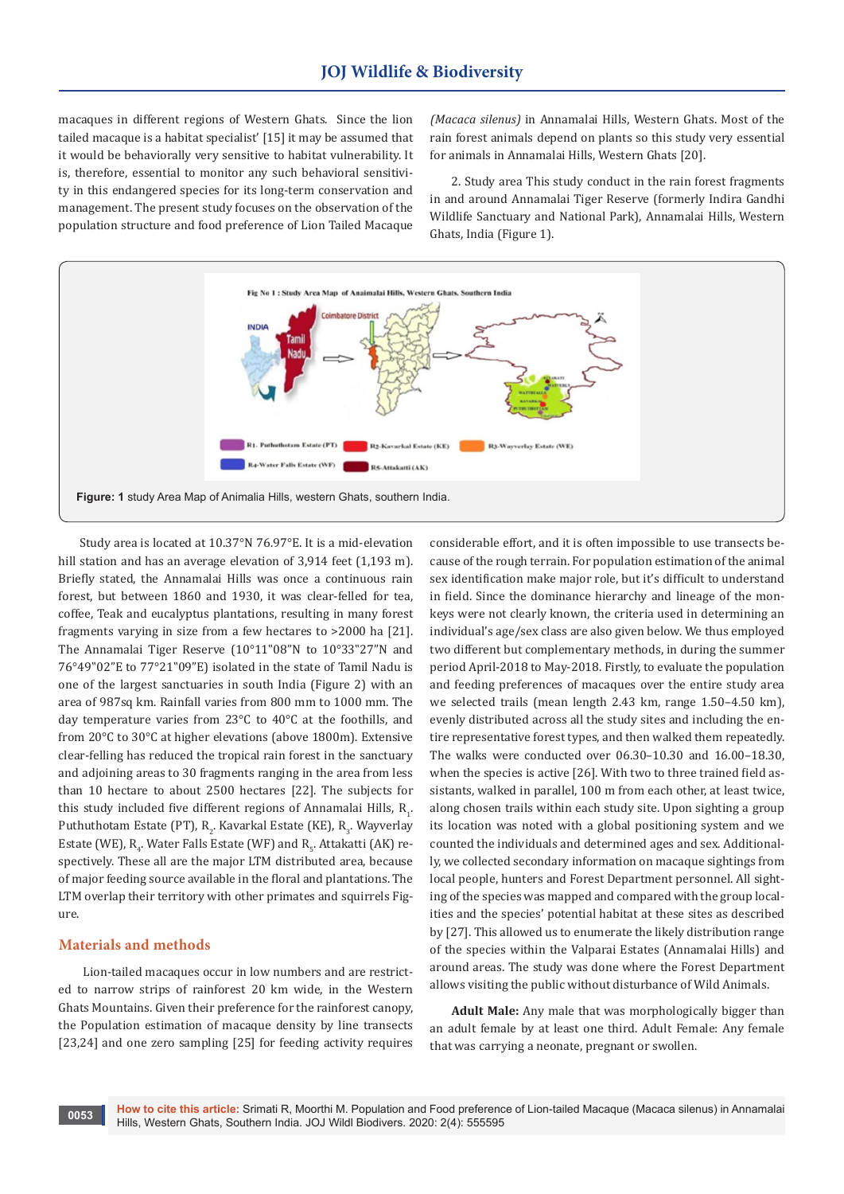macaques in different regions of Western Ghats. Since the lion tailed macaque is a habitat specialist' [15] it may be assumed that it would be behaviorally very sensitive to habitat vulnerability. It is, therefore, essential to monitor any such behavioral sensitivity in this endangered species for its long-term conservation and management. The present study focuses on the observation of the population structure and food preference of Lion Tailed Macaque *(Macaca silenus)* in Annamalai Hills, Western Ghats. Most of the rain forest animals depend on plants so this study very essential for animals in Annamalai Hills, Western Ghats [20].

2. Study area This study conduct in the rain forest fragments in and around Annamalai Tiger Reserve (formerly Indira Gandhi Wildlife Sanctuary and National Park), Annamalai Hills, Western Ghats, India (Figure 1).

**Figure: 1** study Area Map of Animalia Hills, western Ghats, southern India.

Study area is located at 10.37°N 76.97°E. It is a mid-elevation hill station and has an average elevation of 3,914 feet (1,193 m). Briefly stated, the Annamalai Hills was once a continuous rain forest, but between 1860 and 1930, it was clear-felled for tea, coffee, Teak and eucalyptus plantations, resulting in many forest fragments varying in size from a few hectares to >2000 ha [21]. The Annamalai Tiger Reserve (10°11"08"N to 10°33"27"N and 76°49"02"E to 77°21"09"E) isolated in the state of Tamil Nadu is one of the largest sanctuaries in south India (Figure 2) with an area of 987sq km. Rainfall varies from 800 mm to 1000 mm. The day temperature varies from 23°C to 40°C at the foothills, and from 20°C to 30°C at higher elevations (above 1800m). Extensive clear-felling has reduced the tropical rain forest in the sanctuary and adjoining areas to 30 fragments ranging in the area from less than 10 hectare to about 2500 hectares [22]. The subjects for this study included five different regions of Annamalai Hills, $R_1$. Puthuthotam Estate (PT), $R_2$. Kavarkal Estate (KE), $R_3$. Wayverlay Estate (WE), $R_4$. Water Falls Estate (WF) and $R_5$. Attakatti (AK) respectively. These all are the major LTM distributed area, because of major feeding source available in the floral and plantations. The LTM overlap their territory with other primates and squirrels Figure.

## Materials and methods

Lion-tailed macaques occur in low numbers and are restricted to narrow strips of rainforest 20 km wide, in the Western Ghats Mountains. Given their preference for the rainforest canopy, the Population estimation of macaque density by line transects [23,24] and one zero sampling [25] for feeding activity requires considerable effort, and it is often impossible to use transects because of the rough terrain. For population estimation of the animal sex identification make major role, but it's difficult to understand in field. Since the dominance hierarchy and lineage of the monkeys were not clearly known, the criteria used in determining an individual's age/sex class are also given below. We thus employed two different but complementary methods, in during the summer period April-2018 to May-2018. Firstly, to evaluate the population and feeding preferences of macaques over the entire study area we selected trails (mean length 2.43 km, range 1.50–4.50 km), evenly distributed across all the study sites and including the entire representative forest types, and then walked them repeatedly. The walks were conducted over 06.30–10.30 and 16.00–18.30, when the species is active [26]. With two to three trained field assistants, walked in parallel, 100 m from each other, at least twice, along chosen trails within each study site. Upon sighting a group its location was noted with a global positioning system and we counted the individuals and determined ages and sex. Additionally, we collected secondary information on macaque sightings from local people, hunters and Forest Department personnel. All sighting of the species was mapped and compared with the group localities and the species' potential habitat at these sites as described by [27]. This allowed us to enumerate the likely distribution range of the species within the Valparai Estates (Annamalai Hills) and around areas. The study was done where the Forest Department allows visiting the public without disturbance of Wild Animals.

**Adult Male:** Any male that was morphologically bigger than an adult female by at least one third. Adult Female: Any female that was carrying a neonate, pregnant or swollen.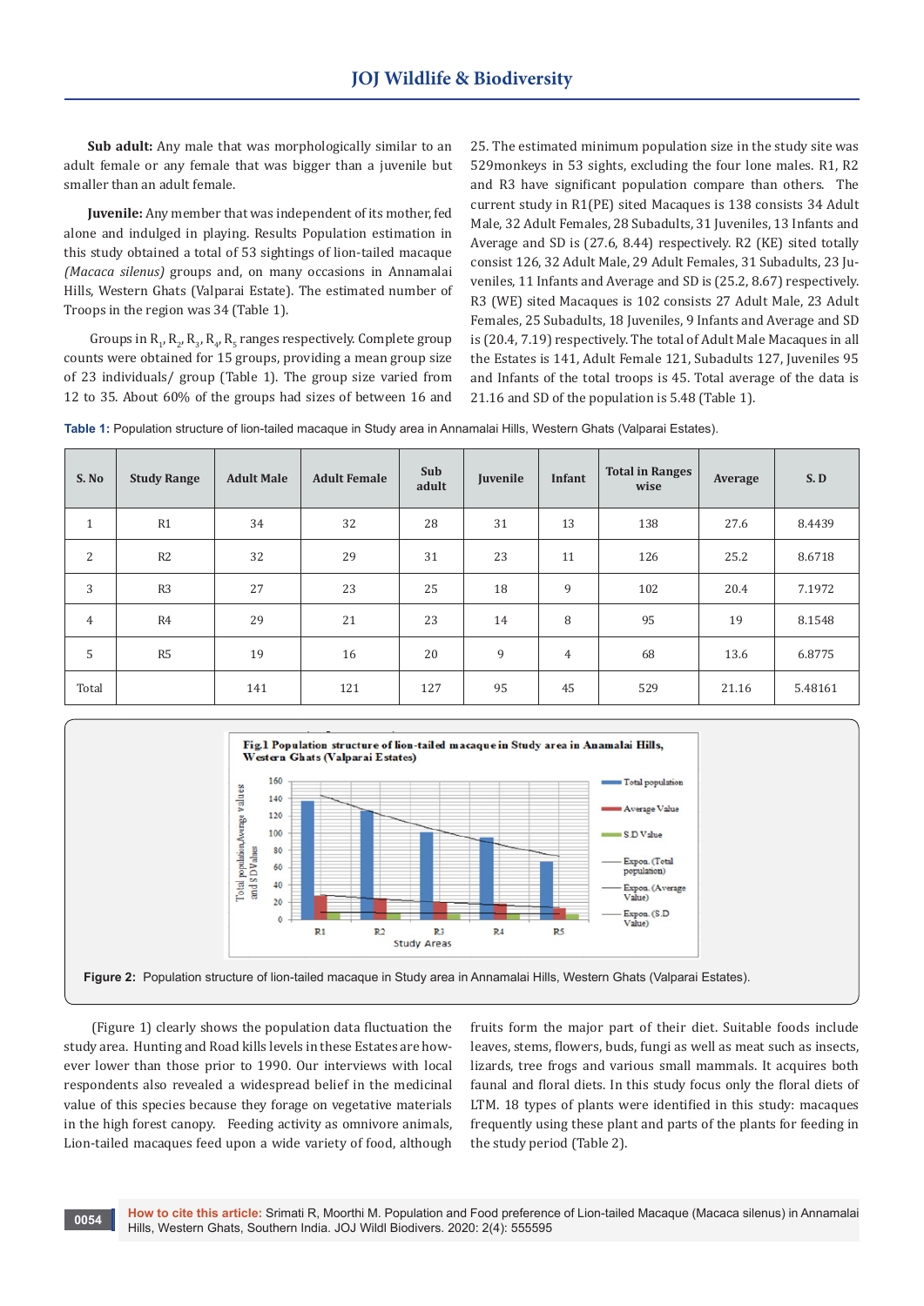**Sub adult:** Any male that was morphologically similar to an adult female or any female that was bigger than a juvenile but smaller than an adult female.

**Juvenile:** Any member that was independent of its mother, fed alone and indulged in playing. Results Population estimation in this study obtained a total of 53 sightings of lion-tailed macaque *(Macaca silenus)* groups and, on many occasions in Annamalai Hills, Western Ghats (Valparai Estate). The estimated number of Troops in the region was 34 (Table 1).

Groups in $R_1$, $R_2$, $R_3$, $R_4$, $R_5$ ranges respectively. Complete group counts were obtained for 15 groups, providing a mean group size of 23 individuals/ group (Table 1). The group size varied from 12 to 35. About 60% of the groups had sizes of between 16 and 25. The estimated minimum population size in the study site was 529monkeys in 53 sights, excluding the four lone males. R1, R2 and R3 have significant population compare than others. The current study in R1(PE) sited Macaques is 138 consists 34 Adult Male, 32 Adult Females, 28 Subadults, 31 Juveniles, 13 Infants and Average and SD is (27.6, 8.44) respectively. R2 (KE) sited totally consist 126, 32 Adult Male, 29 Adult Females, 31 Subadults, 23 Juveniles, 11 Infants and Average and SD is (25.2, 8.67) respectively. R3 (WE) sited Macaques is 102 consists 27 Adult Male, 23 Adult Females, 25 Subadults, 18 Juveniles, 9 Infants and Average and SD is (20.4, 7.19) respectively. The total of Adult Male Macaques in all the Estates is 141, Adult Female 121, Subadults 127, Juveniles 95 and Infants of the total troops is 45. Total average of the data is 21.16 and SD of the population is 5.48 (Table 1).

**Table 1:** Population structure of lion-tailed macaque in Study area in Annamalai Hills, Western Ghats (Valparai Estates).

| S. No | Study Range | Adult Male | Adult Female | Sub adult | Juvenile | Infant | Total in Ranges wise | Average | S. D |
|---|---|---|---|---|---|---|---|---|---|
| 1 | R1 | 34 | 32 | 28 | 31 | 13 | 138 | 27.6 | 8.4439 |
| 2 | R2 | 32 | 29 | 31 | 23 | 11 | 126 | 25.2 | 8.6718 |
| 3 | R3 | 27 | 23 | 25 | 18 | 9 | 102 | 20.4 | 7.1972 |
| 4 | R4 | 29 | 21 | 23 | 14 | 8 | 95 | 19 | 8.1548 |
| 5 | R5 | 19 | 16 | 20 | 9 | 4 | 68 | 13.6 | 6.8775 |
| Total | | 141 | 121 | 127 | 95 | 45 | 529 | 21.16 | 5.48161 |

**Figure 2:** Population structure of lion-tailed macaque in Study area in Annamalai Hills, Western Ghats (Valparai Estates).

(Figure 1) clearly shows the population data fluctuation the study area. Hunting and Road kills levels in these Estates are however lower than those prior to 1990. Our interviews with local respondents also revealed a widespread belief in the medicinal value of this species because they forage on vegetative materials in the high forest canopy. Feeding activity as omnivore animals, Lion-tailed macaques feed upon a wide variety of food, although fruits form the major part of their diet. Suitable foods include leaves, stems, flowers, buds, fungi as well as meat such as insects, lizards, tree frogs and various small mammals. It acquires both faunal and floral diets. In this study focus only the floral diets of LTM. 18 types of plants were identified in this study: macaques frequently using these plant and parts of the plants for feeding in the study period (Table 2).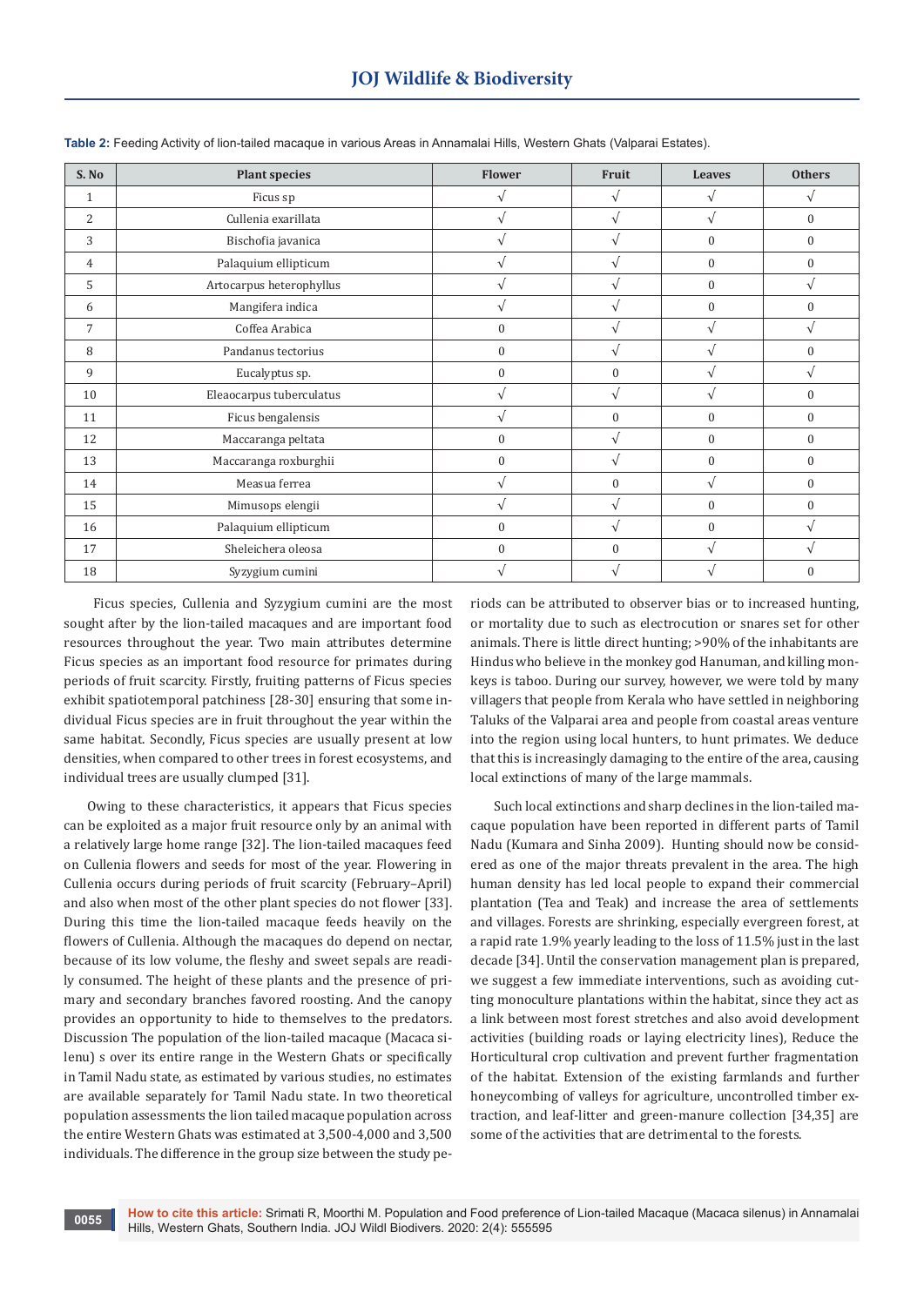**Table 2:** Feeding Activity of lion-tailed macaque in various Areas in Annamalai Hills, Western Ghats (Valparai Estates).

| S. No | Plant species | Flower | Fruit | Leaves | Others |
|---|---|---|---|---|---|
| 1 | Ficus sp | √ | √ | √ | √ |
| 2 | Cullenia exarillata | √ | √ | √ | 0 |
| 3 | Bischofia javanica | √ | √ | 0 | 0 |
| 4 | Palaquium ellipticum | √ | √ | 0 | 0 |
| 5 | Artocarpus heterophyllus | √ | √ | 0 | √ |
| 6 | Mangifera indica | √ | √ | 0 | 0 |
| 7 | Coffea Arabica | 0 | √ | √ | √ |
| 8 | Pandanus tectorius | 0 | √ | √ | 0 |
| 9 | Eucalyptus sp. | 0 | 0 | √ | √ |
| 10 | Eleaocarpus tuberculatus | √ | √ | √ | 0 |
| 11 | Ficus bengalensis | √ | 0 | 0 | 0 |
| 12 | Maccaranga peltata | 0 | √ | 0 | 0 |
| 13 | Maccaranga roxburghii | 0 | √ | 0 | 0 |
| 14 | Measua ferrea | √ | 0 | √ | 0 |
| 15 | Mimusops elengii | √ | √ | 0 | 0 |
| 16 | Palaquium ellipticum | 0 | √ | 0 | √ |
| 17 | Sheleichera oleosa | 0 | 0 | √ | √ |
| 18 | Syzygium cumini | √ | √ | √ | 0 |

Ficus species, Cullenia and Syzygium cumini are the most sought after by the lion-tailed macaques and are important food resources throughout the year. Two main attributes determine Ficus species as an important food resource for primates during periods of fruit scarcity. Firstly, fruiting patterns of Ficus species exhibit spatiotemporal patchiness [28-30] ensuring that some individual Ficus species are in fruit throughout the year within the same habitat. Secondly, Ficus species are usually present at low densities, when compared to other trees in forest ecosystems, and individual trees are usually clumped [31].

Owing to these characteristics, it appears that Ficus species can be exploited as a major fruit resource only by an animal with a relatively large home range [32]. The lion-tailed macaques feed on Cullenia flowers and seeds for most of the year. Flowering in Cullenia occurs during periods of fruit scarcity (February–April) and also when most of the other plant species do not flower [33]. During this time the lion-tailed macaque feeds heavily on the flowers of Cullenia. Although the macaques do depend on nectar, because of its low volume, the fleshy and sweet sepals are readily consumed. The height of these plants and the presence of primary and secondary branches favored roosting. And the canopy provides an opportunity to hide to themselves to the predators. Discussion The population of the lion-tailed macaque (Macaca silenu) s over its entire range in the Western Ghats or specifically in Tamil Nadu state, as estimated by various studies, no estimates are available separately for Tamil Nadu state. In two theoretical population assessments the lion tailed macaque population across the entire Western Ghats was estimated at 3,500-4,000 and 3,500 individuals. The difference in the group size between the study periods can be attributed to observer bias or to increased hunting, or mortality due to such as electrocution or snares set for other animals. There is little direct hunting; >90% of the inhabitants are Hindus who believe in the monkey god Hanuman, and killing monkeys is taboo. During our survey, however, we were told by many villagers that people from Kerala who have settled in neighboring Taluks of the Valparai area and people from coastal areas venture into the region using local hunters, to hunt primates. We deduce that this is increasingly damaging to the entire of the area, causing local extinctions of many of the large mammals.

Such local extinctions and sharp declines in the lion-tailed macaque population have been reported in different parts of Tamil Nadu (Kumara and Sinha 2009). Hunting should now be considered as one of the major threats prevalent in the area. The high human density has led local people to expand their commercial plantation (Tea and Teak) and increase the area of settlements and villages. Forests are shrinking, especially evergreen forest, at a rapid rate 1.9% yearly leading to the loss of 11.5% just in the last decade [34]. Until the conservation management plan is prepared, we suggest a few immediate interventions, such as avoiding cutting monoculture plantations within the habitat, since they act as a link between most forest stretches and also avoid development activities (building roads or laying electricity lines), Reduce the Horticultural crop cultivation and prevent further fragmentation of the habitat. Extension of the existing farmlands and further honeycombing of valleys for agriculture, uncontrolled timber extraction, and leaf-litter and green-manure collection [34,35] are some of the activities that are detrimental to the forests.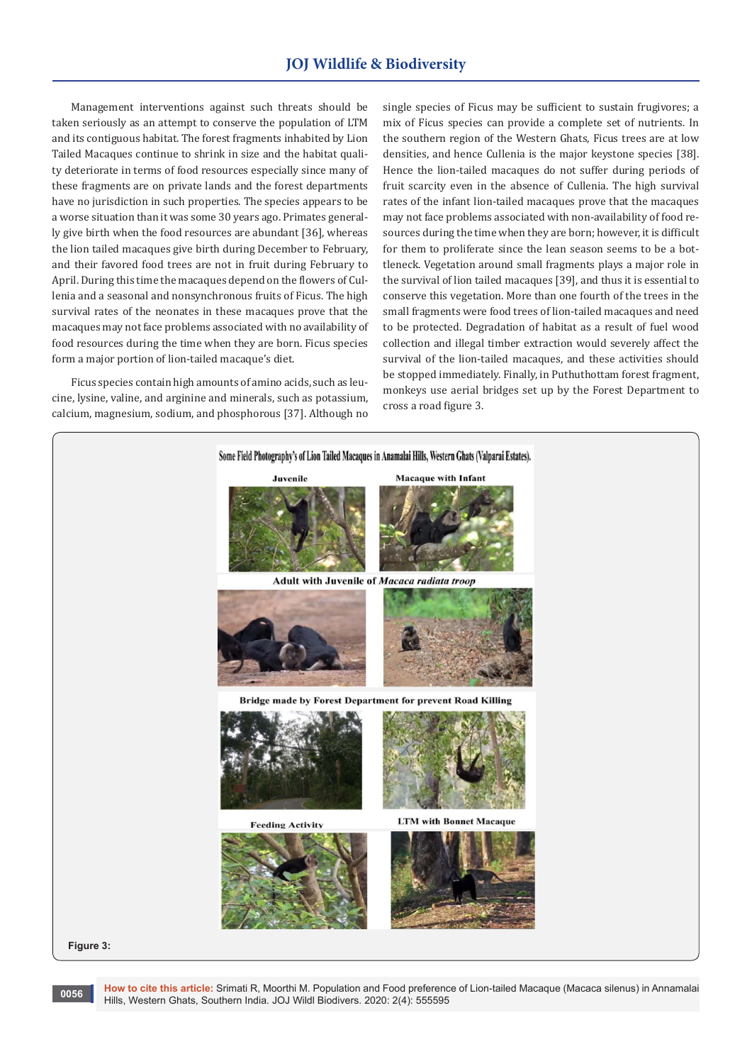Management interventions against such threats should be taken seriously as an attempt to conserve the population of LTM and its contiguous habitat. The forest fragments inhabited by Lion Tailed Macaques continue to shrink in size and the habitat quality deteriorate in terms of food resources especially since many of these fragments are on private lands and the forest departments have no jurisdiction in such properties. The species appears to be a worse situation than it was some 30 years ago. Primates generally give birth when the food resources are abundant [36], whereas the lion tailed macaques give birth during December to February, and their favored food trees are not in fruit during February to April. During this time the macaques depend on the flowers of Cullenia and a seasonal and nonsynchronous fruits of Ficus. The high survival rates of the neonates in these macaques prove that the macaques may not face problems associated with no availability of food resources during the time when they are born. Ficus species form a major portion of lion-tailed macaque's diet.

Ficus species contain high amounts of amino acids, such as leucine, lysine, valine, and arginine and minerals, such as potassium, calcium, magnesium, sodium, and phosphorous [37]. Although no single species of Ficus may be sufficient to sustain frugivores; a mix of Ficus species can provide a complete set of nutrients. In the southern region of the Western Ghats, Ficus trees are at low densities, and hence Cullenia is the major keystone species [38]. Hence the lion-tailed macaques do not suffer during periods of fruit scarcity even in the absence of Cullenia. The high survival rates of the infant lion-tailed macaques prove that the macaques may not face problems associated with non-availability of food resources during the time when they are born; however, it is difficult for them to proliferate since the lean season seems to be a bottleneck. Vegetation around small fragments plays a major role in the survival of lion tailed macaques [39], and thus it is essential to conserve this vegetation. More than one fourth of the trees in the small fragments were food trees of lion-tailed macaques and need to be protected. Degradation of habitat as a result of fuel wood collection and illegal timber extraction would severely affect the survival of the lion-tailed macaques, and these activities should be stopped immediately. Finally, in Puthuthottam forest fragment, monkeys use aerial bridges set up by the Forest Department to cross a road figure 3.

Some Field Photography's of Lion Tailed Macaques in Anamalai Hills, Western Ghats (Valparai Estates).

Juvenile; Macaque with Infant; Adult with Juvenile of *Macaca radiata troop*; Bridge made by Forest Department for prevent Road Killing; Feeding Activity; LTM with Bonnet Macaque

**Figure 3:**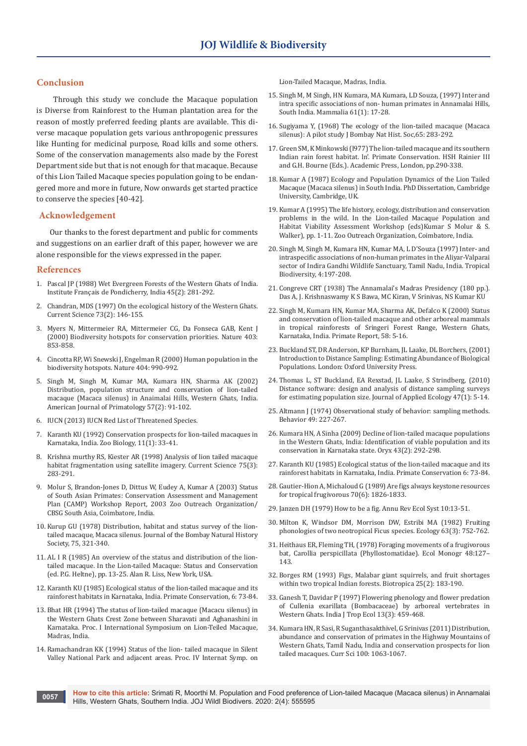## Conclusion

Through this study we conclude the Macaque population is Diverse from Rainforest to the Human plantation area for the reason of mostly preferred feeding plants are available. This diverse macaque population gets various anthropogenic pressures like Hunting for medicinal purpose, Road kills and some others. Some of the conservation managements also made by the Forest Department side but that is not enough for that macaque. Because of this Lion Tailed Macaque species population going to be endangered more and more in future, Now onwards get started practice to conserve the species [40-42].

## Acknowledgement

Our thanks to the forest department and public for comments and suggestions on an earlier draft of this paper, however we are alone responsible for the views expressed in the paper.

## References

1. Pascal JP (1988) Wet Evergreen Forests of the Western Ghats of India. Institute Français de Pondicherry, India 45(2): 281-292.
2. Chandran, MDS (1997) On the ecological history of the Western Ghats. Current Science 73(2): 146-155.
3. Myers N, Mittermeier RA, Mittermeier CG, Da Fonseca GAB, Kent J (2000) Biodiversity hotspots for conservation priorities. Nature 403: 853-858.
4. Cincotta RP, Wi Snewski J, Engelman R (2000) Human population in the biodiversity hotspots. Nature 404: 990-992.
5. Singh M, Singh M, Kumar MA, Kumara HN, Sharma AK (2002) Distribution, population structure and conservation of lion-tailed macaque (Macaca silenus) in Anaimalai Hills, Western Ghats, India. American Journal of Primatology 57(2): 91-102.
6. IUCN (2013) IUCN Red List of Threatened Species.
7. Karanth KU (1992) Conservation prospects for lion-tailed macaques in Karnataka, India. Zoo Biology, 11(1): 33-41.
8. Krishna murthy RS, Kiester AR (1998) Analysis of lion tailed macaque habitat fragmentation using satellite imagery. Current Science 75(3): 283-291.
9. Molur S, Brandon-Jones D, Dittus W, Eudey A, Kumar A (2003) Status of South Asian Primates: Conservation Assessment and Management Plan (CAMP) Workshop Report, 2003 Zoo Outreach Organization/ CBSG South Asia, Coimbatore, India.
10. Kurup GU (1978) Distribution, habitat and status survey of the lion-tailed macaque, Macaca silenus. Journal of the Bombay Natural History Society, 75, 321-340.
11. AL I R (1985) An overview of the status and distribution of the lion-tailed macaque. In the Lion-tailed Macaque: Status and Conservation (ed. P.G. Heltne), pp. 13-25. Alan R. Liss, New York, USA.
12. Karanth KU (1985) Ecological status of the lion-tailed macaque and its rainforest habitats in Karnataka, India. Primate Conservation, 6: 73-84.
13. Bhat HR (1994) The status of lion-tailed macaque (Macacu silenus) in the Western Ghats Crest Zone between Sharavati and Aghanashini in Karnataka. Proc. I International Symposium on Lion-Teiled Macaque, Madras, India.
14. Ramachandran KK (1994) Status of the lion- tailed macaque in Silent Valley National Park and adjacent areas. Proc. IV Internat Symp. on Lion-Tailed Macaque, Madras, India.
15. Singh M, M Singh, HN Kumara, MA Kumara, LD Souza, (1997) Inter and intra specific associations of non- human primates in Annamalai Hills, South India. Mammalia 61(1): 17-28.
16. Sugiyama Y, (1968) The ecology of the lion-tailed macaque (Macaca silenus): A pilot study J Bombay Nat Hist. Soc,65: 283-292.
17. Green SM, K Minkowski (l977) The lion-tailed macaque and its southern Indian rain forest habitat. ln'. Primate Conservation. HSH Rainier III and G.H. Bourne (Eds.). Academic Press, London, pp.290-338.
18. Kumar A (1987) Ecology and Population Dynamics of the Lion Tailed Macaque (Macaca silenus) in South India. PhD Dissertation, Cambridge University, Cambridge, UK.
19. Kumar A (1995) The life history, ecology, distribution and conservation problems in the wild. In the Lion-tailed Macaque Population and Habitat Viability Assessment Workshop (eds)Kumar S Molur & S. Walker), pp. 1-11. Zoo Outreach Organization, Coimbatore, India.
20. Singh M, Singh M, Kumara HN, Kumar MA, L D'Souza (1997) Inter- and intraspecific associations of non-human primates in the Aliyar-Valparai sector of Indira Gandhi Wildlife Sanctuary, Tamil Nadu, India. Tropical Biodiversity, 4:197-208.
21. Congreve CRT (1938) The Annamalai's Madras Presidency (180 pp.). Das A, J. Krishnaswamy K S Bawa, MC Kiran, V Srinivas, NS Kumar KU
22. Singh M, Kumara HN, Kumar MA, Sharma AK, Defalco K (2000) Status and conservation of lion-tailed macaque and other arboreal mammals in tropical rainforests of Sringeri Forest Range, Western Ghats, Karnataka, India. Primate Report, 58: 5-16.
23. Buckland ST, DR Anderson, KP Burnham, JL Laake, DL Borchers, (2001) Introduction to Distance Sampling: Estimating Abundance of Biological Populations. London: Oxford University Press.
24. Thomas L, ST Buckland, EA Rexstad, JL Laake, S Strindberg, (2010) Distance software: design and analysis of distance sampling surveys for estimating population size. Journal of Applied Ecology 47(1): 5-14.
25. Altmann J (1974) Observational study of behavior: sampling methods. Behavior 49: 227-267.
26. Kumara HN, A Sinha (2009) Decline of lion-tailed macaque populations in the Western Ghats, India: Identification of viable population and its conservation in Karnataka state. Oryx 43(2): 292-298.
27. Karanth KU (1985) Ecological status of the lion-tailed macaque and its rainforest habitats in Karnataka, India. Primate Conservation 6: 73-84.
28. Gautier-Hion A, Michaloud G (1989) Are figs always keystone resources for tropical frugivorous 70(6): 1826-1833.
29. Janzen DH (1979) How to be a fig. Annu Rev Ecol Syst 10:13-51.
30. Milton K, Windsor DM, Morrison DW, Estribi MA (1982) Fruiting phonologies of two neotropical Ficus species. Ecology 63(3): 752-762.
31. Heithaus ER, Fleming TH, (1978) Foraging movements of a frugivorous bat, Carollia perspicillata (Phyllostomatidae). Ecol Monogr 48:127–143.
32. Borges RM (1993) Figs, Malabar giant squirrels, and fruit shortages within two tropical Indian forests. Biotropica 25(2): 183-190.
33. Ganesh T, Davidar P (1997) Flowering phenology and flower predation of Cullenia exarillata (Bombacaceae) by arboreal vertebrates in Western Ghats. India J Trop Ecol 13(3): 459-468.
34. Kumara HN, R Sasi, R Suganthasakthivel, G Srinivas (2011) Distribution, abundance and conservation of primates in the Highway Mountains of Western Ghats, Tamil Nadu, India and conservation prospects for lion tailed macaques. Curr Sci 100: 1063-1067.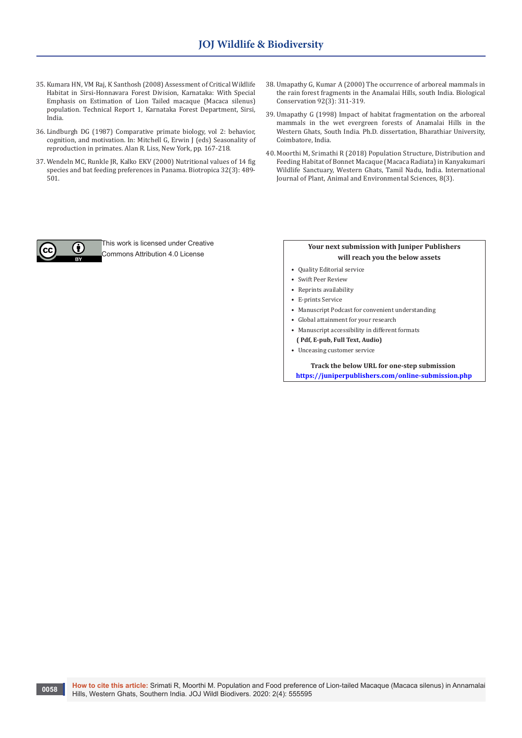35. Kumara HN, VM Raj, K Santhosh (2008) Assessment of Critical Wildlife Habitat in Sirsi-Honnavara Forest Division, Karnataka: With Special Emphasis on Estimation of Lion Tailed macaque (Macaca silenus) population. Technical Report 1, Karnataka Forest Department, Sirsi, India.

36. Lindburgh DG (1987) Comparative primate biology, vol 2: behavior, cognition, and motivation. In: Mitchell G, Erwin J (eds) Seasonality of reproduction in primates. Alan R. Liss, New York, pp. 167-218.

37. Wendeln MC, Runkle JR, Kalko EKV (2000) Nutritional values of 14 fig species and bat feeding preferences in Panama. Biotropica 32(3): 489-501.

38. Umapathy G, Kumar A (2000) The occurrence of arboreal mammals in the rain forest fragments in the Anamalai Hills, south India. Biological Conservation 92(3): 311-319.

39. Umapathy G (1998) Impact of habitat fragmentation on the arboreal mammals in the wet evergreen forests of Anamalai Hills in the Western Ghats, South India. Ph.D. dissertation, Bharathiar University, Coimbatore, India.

40. Moorthi M, Srimathi R (2018) Population Structure, Distribution and Feeding Habitat of Bonnet Macaque (Macaca Radiata) in Kanyakumari Wildlife Sanctuary, Western Ghats, Tamil Nadu, India. International Journal of Plant, Animal and Environmental Sciences, 8(3).

This work is licensed under Creative Commons Attribution 4.0 License

**Your next submission with Juniper Publishers will reach you the below assets**

- Quality Editorial service
- Swift Peer Review
- Reprints availability
- E-prints Service
- Manuscript Podcast for convenient understanding
- Global attainment for your research
- Manuscript accessibility in different formats

  **( Pdf, E-pub, Full Text, Audio)**
- Unceasing customer service

**Track the below URL for one-step submission**
**https://juniperpublishers.com/online-submission.php**

**How to cite this article:** Srimati R, Moorthi M. Population and Food preference of Lion-tailed Macaque (Macaca silenus) in Annamalai Hills, Western Ghats, Southern India. JOJ Wildl Biodivers. 2020: 2(4): 555595